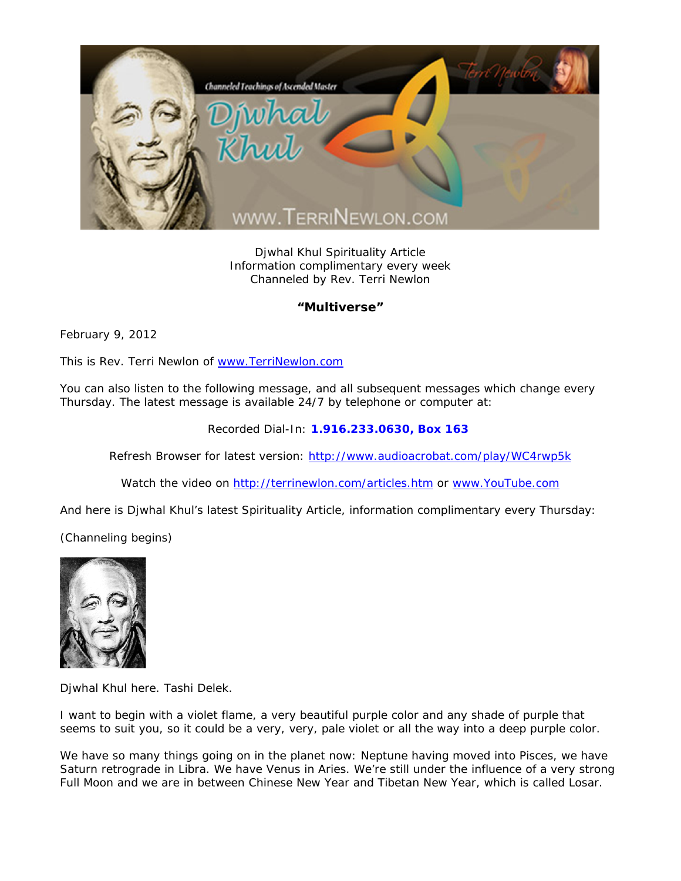Djwhal Khul Spirituality Article
Information complimentary every week
Channeled by Rev. Terri Newlon

**"Multiverse"**

February 9, 2012

This is Rev. Terri Newlon of www.TerriNewlon.com

You can also listen to the following message, and all subsequent messages which change every Thursday. The latest message is available 24/7 by telephone or computer at:

Recorded Dial-In: **1.916.233.0630, Box 163**

Refresh Browser for latest version: http://www.audioacrobat.com/play/WC4rwp5k

Watch the video on http://terrinewlon.com/articles.htm or www.YouTube.com

And here is Djwhal Khul's latest Spirituality Article, information complimentary every Thursday:

(Channeling begins)

Djwhal Khul here. Tashi Delek.

I want to begin with a violet flame, a very beautiful purple color and any shade of purple that seems to suit you, so it could be a very, very, pale violet or all the way into a deep purple color.

We have so many things going on in the planet now: Neptune having moved into Pisces, we have Saturn retrograde in Libra. We have Venus in Aries. We're still under the influence of a very strong Full Moon and we are in between Chinese New Year and Tibetan New Year, which is called Losar.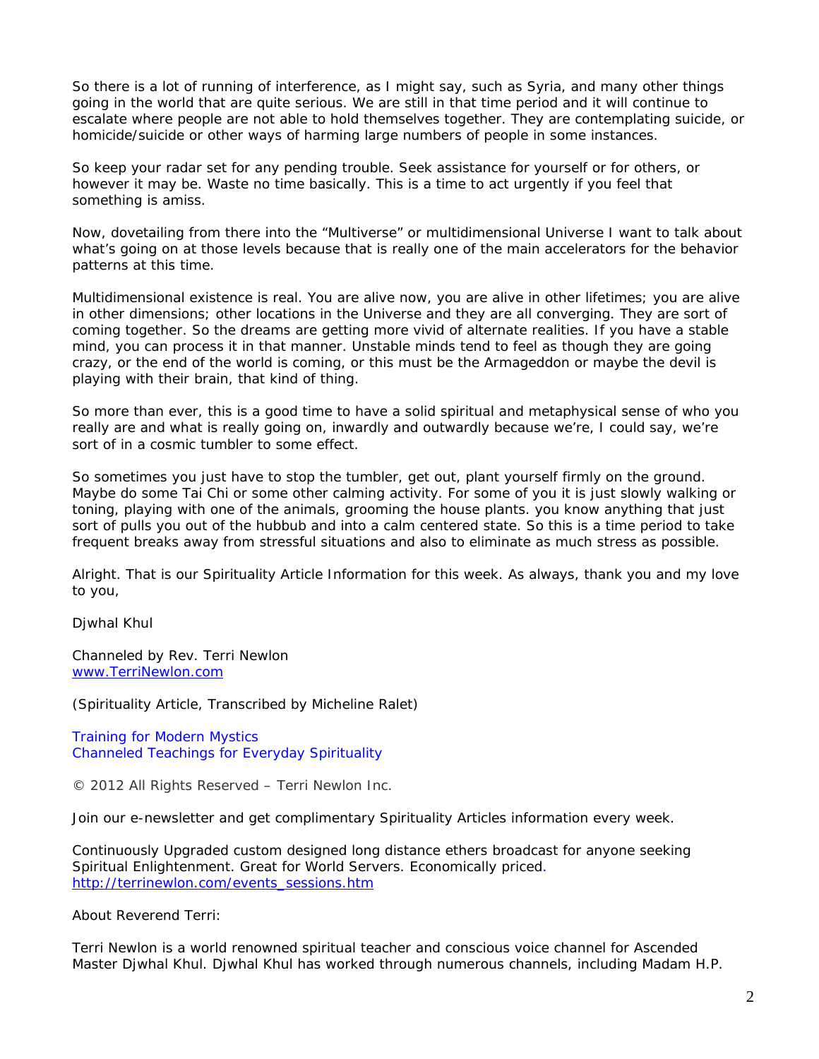So there is a lot of running of interference, as I might say, such as Syria, and many other things going in the world that are quite serious. We are still in that time period and it will continue to escalate where people are not able to hold themselves together. They are contemplating suicide, or homicide/suicide or other ways of harming large numbers of people in some instances.

So keep your radar set for any pending trouble. Seek assistance for yourself or for others, or however it may be. Waste no time basically. This is a time to act urgently if you feel that something is amiss.

Now, dovetailing from there into the "Multiverse" or multidimensional Universe I want to talk about what's going on at those levels because that is really one of the main accelerators for the behavior patterns at this time.

Multidimensional existence is real. You are alive now, you are alive in other lifetimes; you are alive in other dimensions; other locations in the Universe and they are all converging. They are sort of coming together. So the dreams are getting more vivid of alternate realities. If you have a stable mind, you can process it in that manner. Unstable minds tend to feel as though they are going crazy, or the end of the world is coming, or this must be the Armageddon or maybe the devil is playing with their brain, that kind of thing.

So more than ever, this is a good time to have a solid spiritual and metaphysical sense of who you really are and what is really going on, inwardly and outwardly because we're, I could say, we're sort of in a cosmic tumbler to some effect.

So sometimes you just have to stop the tumbler, get out, plant yourself firmly on the ground. Maybe do some Tai Chi or some other calming activity. For some of you it is just slowly walking or toning, playing with one of the animals, grooming the house plants. you know anything that just sort of pulls you out of the hubbub and into a calm centered state. So this is a time period to take frequent breaks away from stressful situations and also to eliminate as much stress as possible.

Alright. That is our Spirituality Article Information for this week. As always, thank you and my love to you,

Djwhal Khul

Channeled by Rev. Terri Newlon
[www.TerriNewlon.com](http://www.TerriNewlon.com)

(Spirituality Article, Transcribed by Micheline Ralet)

Training for Modern Mystics
Channeled Teachings for Everyday Spirituality

© 2012 All Rights Reserved – Terri Newlon Inc.

Join our e-newsletter and get complimentary Spirituality Articles information every week.

Continuously Upgraded custom designed long distance ethers broadcast for anyone seeking Spiritual Enlightenment. Great for World Servers. Economically priced.
[http://terrinewlon.com/events_sessions.htm](http://terrinewlon.com/events_sessions.htm)

About Reverend Terri:

Terri Newlon is a world renowned spiritual teacher and conscious voice channel for Ascended Master Djwhal Khul. Djwhal Khul has worked through numerous channels, including Madam H.P.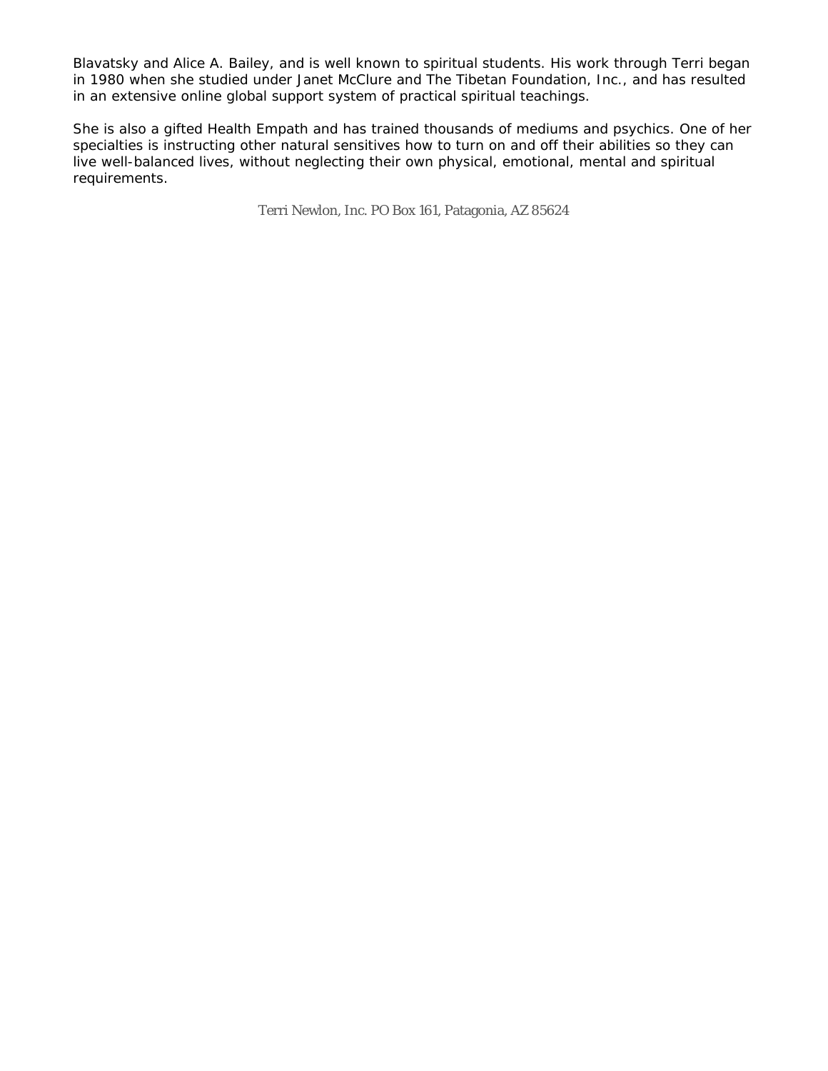Blavatsky and Alice A. Bailey, and is well known to spiritual students. His work through Terri began in 1980 when she studied under Janet McClure and The Tibetan Foundation, Inc., and has resulted in an extensive online global support system of practical spiritual teachings.

She is also a gifted Health Empath and has trained thousands of mediums and psychics. One of her specialties is instructing other natural sensitives how to turn on and off their abilities so they can live well-balanced lives, without neglecting their own physical, emotional, mental and spiritual requirements.

Terri Newlon, Inc. PO Box 161, Patagonia, AZ 85624